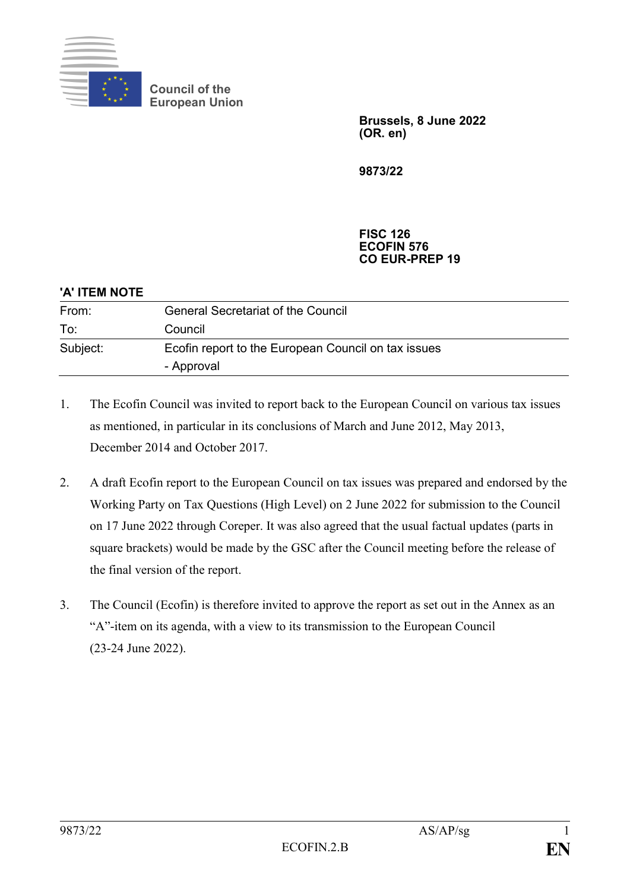**Council of the European Union**

**Brussels, 8 June 2022**
**(OR. en)**

**9873/22**

**FISC 126**
**ECOFIN 576**
**CO EUR-PREP 19**

**'A' ITEM NOTE**

| | |
|---|---|
| From: | General Secretariat of the Council |
| To: | Council |
| Subject: | Ecofin report to the European Council on tax issues<br>- Approval |

1. The Ecofin Council was invited to report back to the European Council on various tax issues as mentioned, in particular in its conclusions of March and June 2012, May 2013, December 2014 and October 2017.

2. A draft Ecofin report to the European Council on tax issues was prepared and endorsed by the Working Party on Tax Questions (High Level) on 2 June 2022 for submission to the Council on 17 June 2022 through Coreper. It was also agreed that the usual factual updates (parts in square brackets) would be made by the GSC after the Council meeting before the release of the final version of the report.

3. The Council (Ecofin) is therefore invited to approve the report as set out in the Annex as an "A"-item on its agenda, with a view to its transmission to the European Council (23-24 June 2022).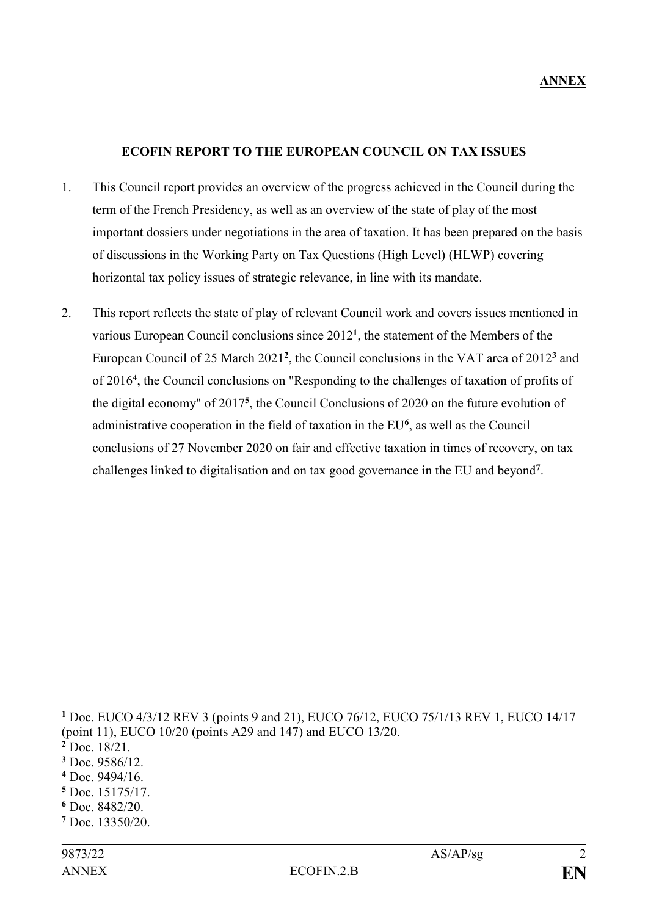**ANNEX**

**ECOFIN REPORT TO THE EUROPEAN COUNCIL ON TAX ISSUES**

1. This Council report provides an overview of the progress achieved in the Council during the term of the French Presidency, as well as an overview of the state of play of the most important dossiers under negotiations in the area of taxation. It has been prepared on the basis of discussions in the Working Party on Tax Questions (High Level) (HLWP) covering horizontal tax policy issues of strategic relevance, in line with its mandate.

2. This report reflects the state of play of relevant Council work and covers issues mentioned in various European Council conclusions since 2012[1], the statement of the Members of the European Council of 25 March 2021[2], the Council conclusions in the VAT area of 2012[3] and of 2016[4], the Council conclusions on "Responding to the challenges of taxation of profits of the digital economy" of 2017[5], the Council Conclusions of 2020 on the future evolution of administrative cooperation in the field of taxation in the EU[6], as well as the Council conclusions of 27 November 2020 on fair and effective taxation in times of recovery, on tax challenges linked to digitalisation and on tax good governance in the EU and beyond[7].

---

[1] Doc. EUCO 4/3/12 REV 3 (points 9 and 21), EUCO 76/12, EUCO 75/1/13 REV 1, EUCO 14/17 (point 11), EUCO 10/20 (points A29 and 147) and EUCO 13/20.

[2] Doc. 18/21.

[3] Doc. 9586/12.

[4] Doc. 9494/16.

[5] Doc. 15175/17.

[6] Doc. 8482/20.

[7] Doc. 13350/20.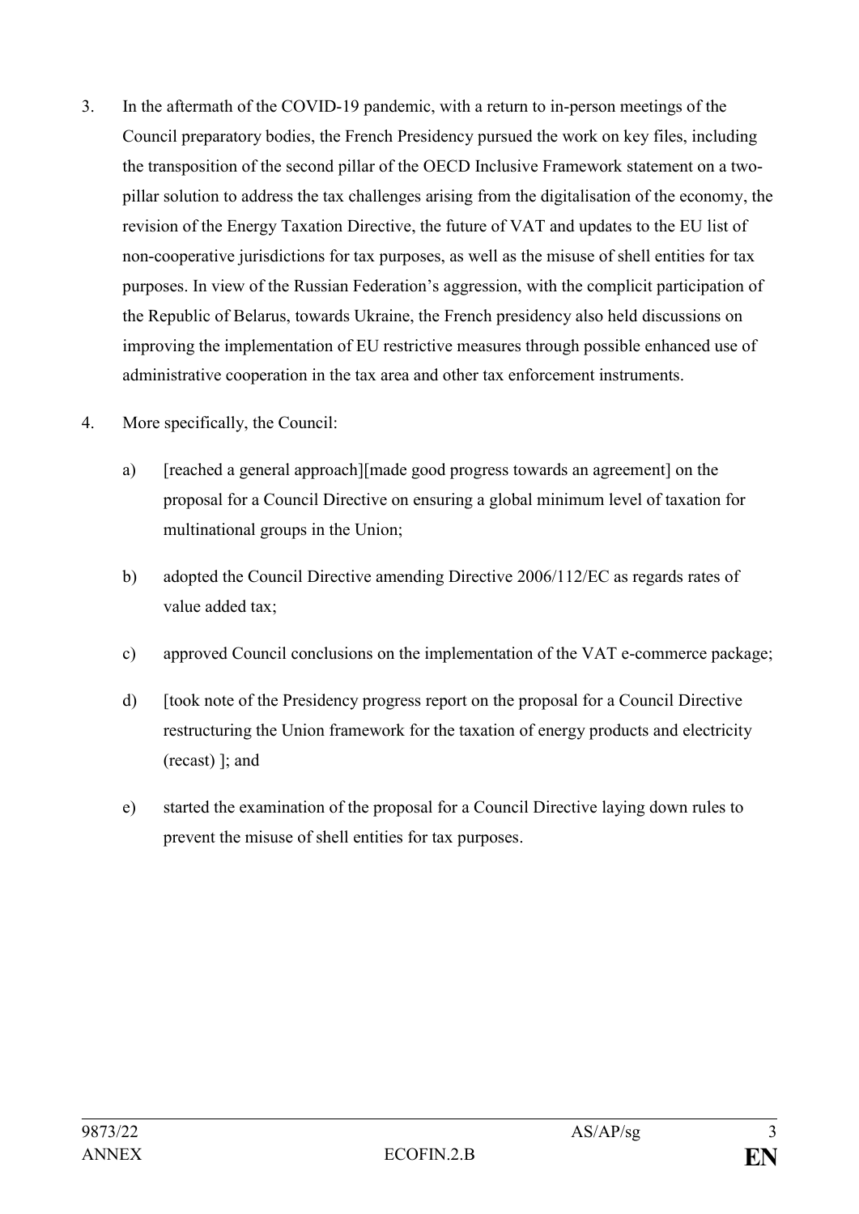3. In the aftermath of the COVID-19 pandemic, with a return to in-person meetings of the Council preparatory bodies, the French Presidency pursued the work on key files, including the transposition of the second pillar of the OECD Inclusive Framework statement on a two-pillar solution to address the tax challenges arising from the digitalisation of the economy, the revision of the Energy Taxation Directive, the future of VAT and updates to the EU list of non-cooperative jurisdictions for tax purposes, as well as the misuse of shell entities for tax purposes. In view of the Russian Federation's aggression, with the complicit participation of the Republic of Belarus, towards Ukraine, the French presidency also held discussions on improving the implementation of EU restrictive measures through possible enhanced use of administrative cooperation in the tax area and other tax enforcement instruments.

4. More specifically, the Council:

   a) [reached a general approach][made good progress towards an agreement] on the proposal for a Council Directive on ensuring a global minimum level of taxation for multinational groups in the Union;

   b) adopted the Council Directive amending Directive 2006/112/EC as regards rates of value added tax;

   c) approved Council conclusions on the implementation of the VAT e-commerce package;

   d) [took note of the Presidency progress report on the proposal for a Council Directive restructuring the Union framework for the taxation of energy products and electricity (recast) ]; and

   e) started the examination of the proposal for a Council Directive laying down rules to prevent the misuse of shell entities for tax purposes.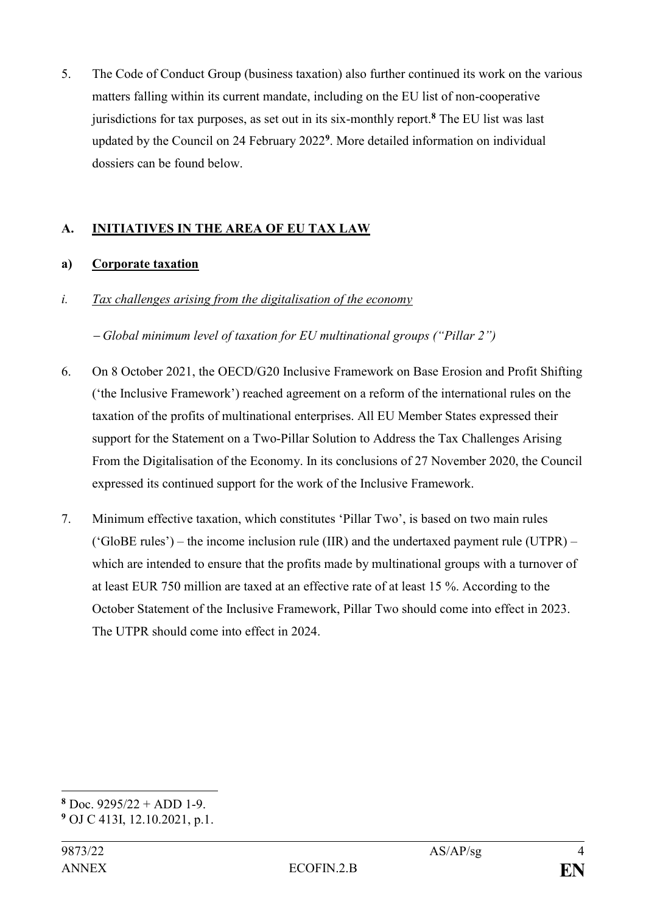5. The Code of Conduct Group (business taxation) also further continued its work on the various matters falling within its current mandate, including on the EU list of non-cooperative jurisdictions for tax purposes, as set out in its six-monthly report.[8] The EU list was last updated by the Council on 24 February 2022[9]. More detailed information on individual dossiers can be found below.

## A. INITIATIVES IN THE AREA OF EU TAX LAW

### a) Corporate taxation

#### *i. Tax challenges arising from the digitalisation of the economy*

*– Global minimum level of taxation for EU multinational groups ("Pillar 2")*

6. On 8 October 2021, the OECD/G20 Inclusive Framework on Base Erosion and Profit Shifting ('the Inclusive Framework') reached agreement on a reform of the international rules on the taxation of the profits of multinational enterprises. All EU Member States expressed their support for the Statement on a Two-Pillar Solution to Address the Tax Challenges Arising From the Digitalisation of the Economy. In its conclusions of 27 November 2020, the Council expressed its continued support for the work of the Inclusive Framework.

7. Minimum effective taxation, which constitutes 'Pillar Two', is based on two main rules ('GloBE rules') – the income inclusion rule (IIR) and the undertaxed payment rule (UTPR) – which are intended to ensure that the profits made by multinational groups with a turnover of at least EUR 750 million are taxed at an effective rate of at least 15 %. According to the October Statement of the Inclusive Framework, Pillar Two should come into effect in 2023. The UTPR should come into effect in 2024.

---

[8] Doc. 9295/22 + ADD 1-9.

[9] OJ C 413I, 12.10.2021, p.1.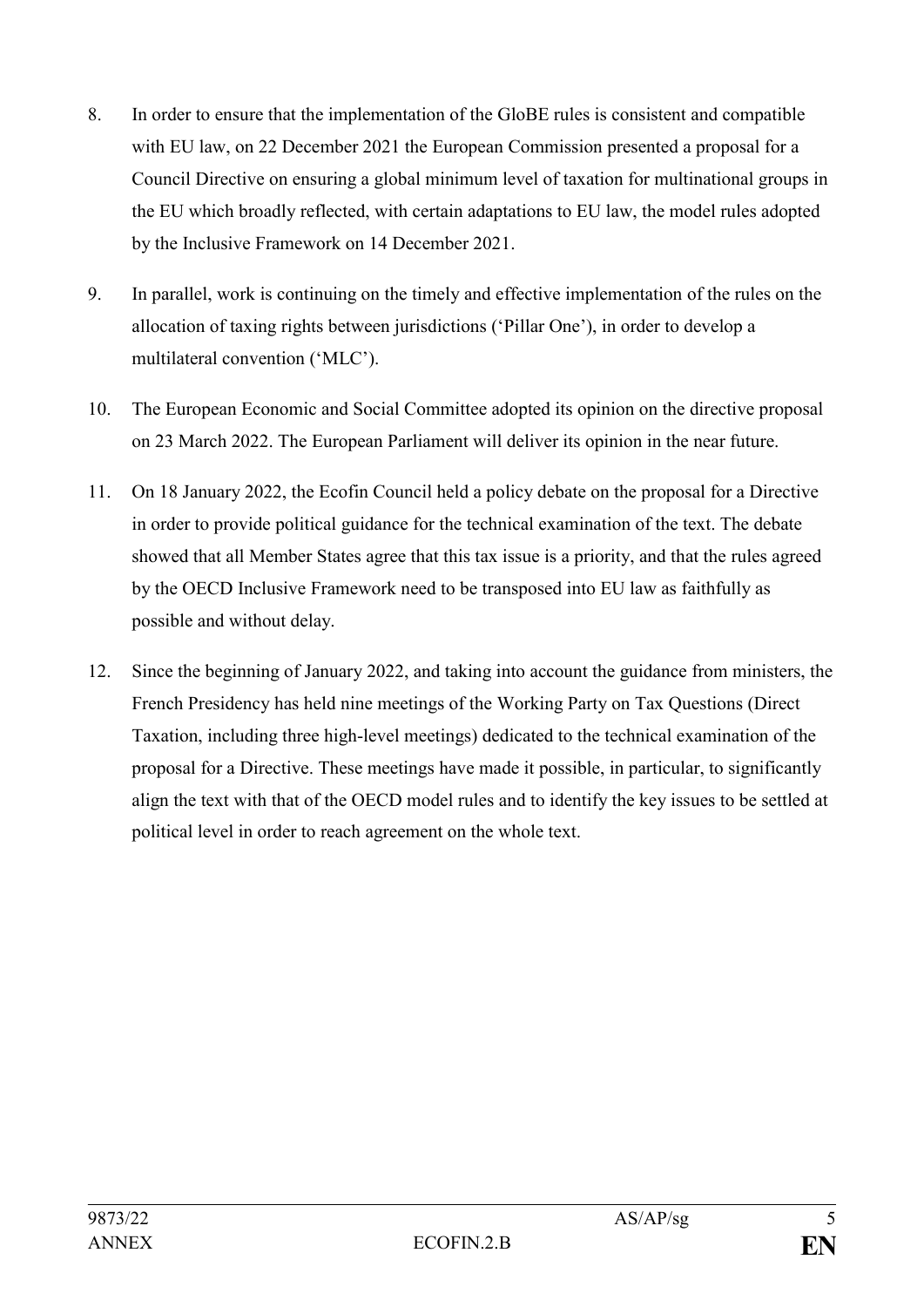8. In order to ensure that the implementation of the GloBE rules is consistent and compatible with EU law, on 22 December 2021 the European Commission presented a proposal for a Council Directive on ensuring a global minimum level of taxation for multinational groups in the EU which broadly reflected, with certain adaptations to EU law, the model rules adopted by the Inclusive Framework on 14 December 2021.

9. In parallel, work is continuing on the timely and effective implementation of the rules on the allocation of taxing rights between jurisdictions ('Pillar One'), in order to develop a multilateral convention ('MLC').

10. The European Economic and Social Committee adopted its opinion on the directive proposal on 23 March 2022. The European Parliament will deliver its opinion in the near future.

11. On 18 January 2022, the Ecofin Council held a policy debate on the proposal for a Directive in order to provide political guidance for the technical examination of the text. The debate showed that all Member States agree that this tax issue is a priority, and that the rules agreed by the OECD Inclusive Framework need to be transposed into EU law as faithfully as possible and without delay.

12. Since the beginning of January 2022, and taking into account the guidance from ministers, the French Presidency has held nine meetings of the Working Party on Tax Questions (Direct Taxation, including three high-level meetings) dedicated to the technical examination of the proposal for a Directive. These meetings have made it possible, in particular, to significantly align the text with that of the OECD model rules and to identify the key issues to be settled at political level in order to reach agreement on the whole text.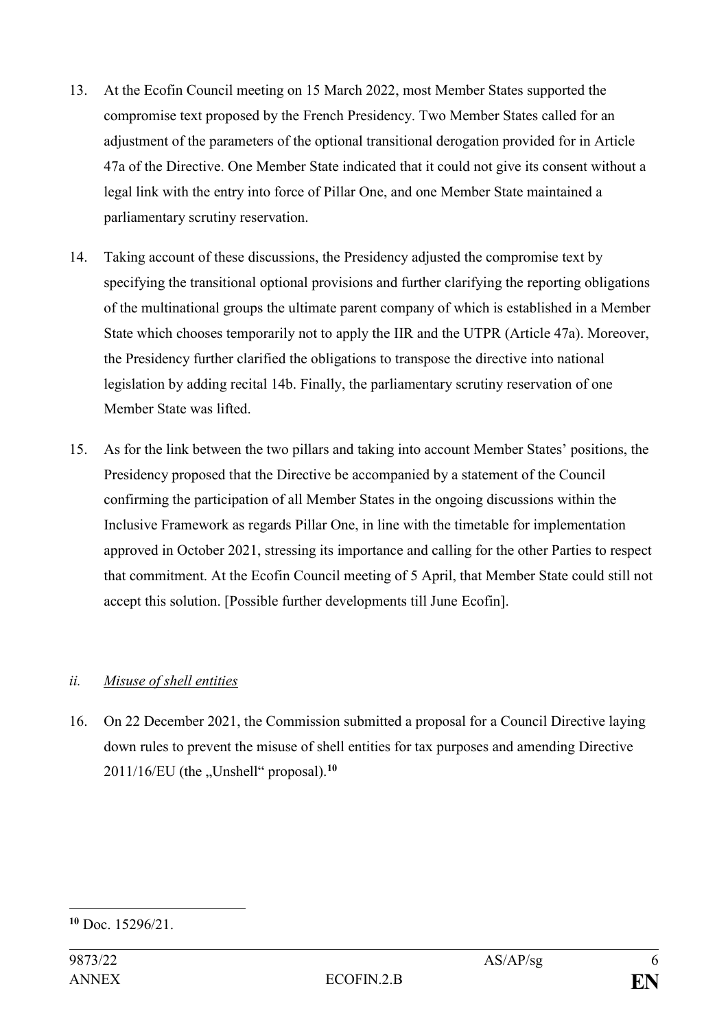13. At the Ecofin Council meeting on 15 March 2022, most Member States supported the compromise text proposed by the French Presidency. Two Member States called for an adjustment of the parameters of the optional transitional derogation provided for in Article 47a of the Directive. One Member State indicated that it could not give its consent without a legal link with the entry into force of Pillar One, and one Member State maintained a parliamentary scrutiny reservation.

14. Taking account of these discussions, the Presidency adjusted the compromise text by specifying the transitional optional provisions and further clarifying the reporting obligations of the multinational groups the ultimate parent company of which is established in a Member State which chooses temporarily not to apply the IIR and the UTPR (Article 47a). Moreover, the Presidency further clarified the obligations to transpose the directive into national legislation by adding recital 14b. Finally, the parliamentary scrutiny reservation of one Member State was lifted.

15. As for the link between the two pillars and taking into account Member States' positions, the Presidency proposed that the Directive be accompanied by a statement of the Council confirming the participation of all Member States in the ongoing discussions within the Inclusive Framework as regards Pillar One, in line with the timetable for implementation approved in October 2021, stressing its importance and calling for the other Parties to respect that commitment. At the Ecofin Council meeting of 5 April, that Member State could still not accept this solution. [Possible further developments till June Ecofin].

*ii. Misuse of shell entities*

16. On 22 December 2021, the Commission submitted a proposal for a Council Directive laying down rules to prevent the misuse of shell entities for tax purposes and amending Directive 2011/16/EU (the „Unshell" proposal).[10]

[10] Doc. 15296/21.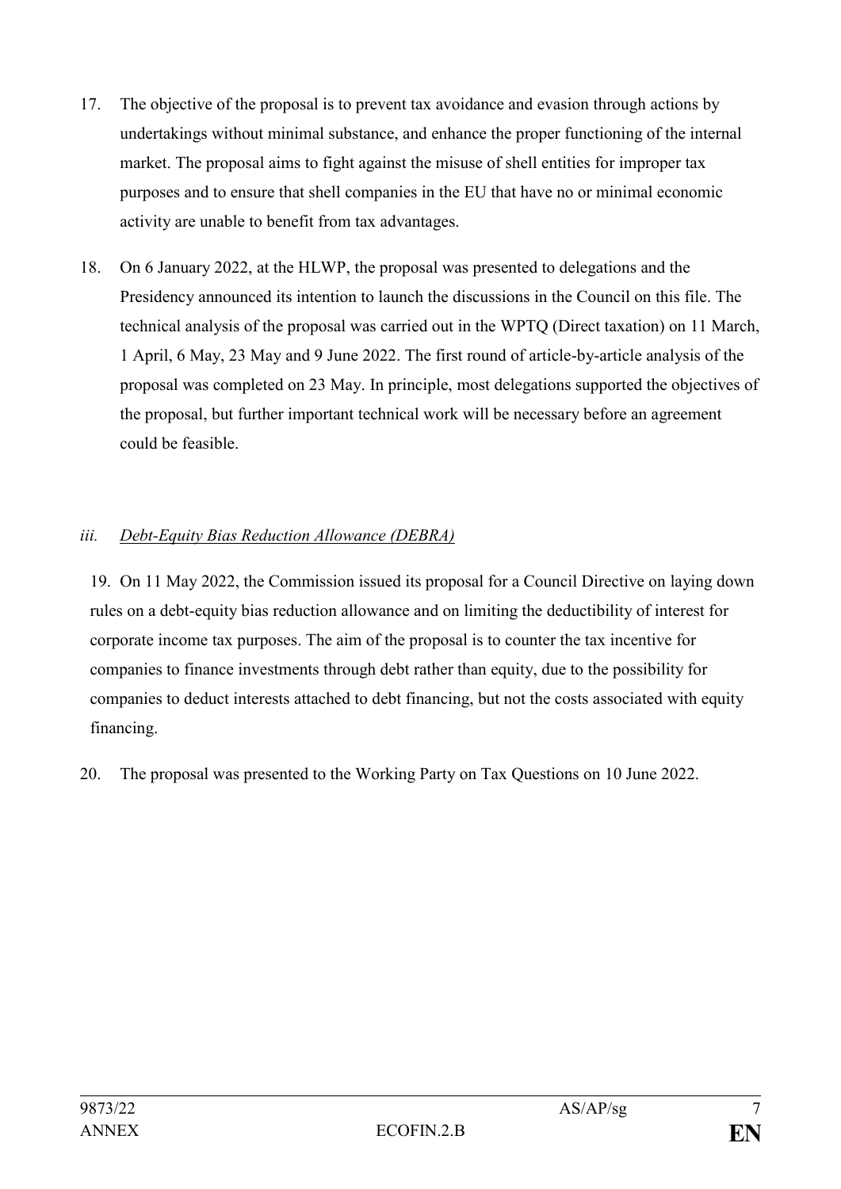17. The objective of the proposal is to prevent tax avoidance and evasion through actions by undertakings without minimal substance, and enhance the proper functioning of the internal market. The proposal aims to fight against the misuse of shell entities for improper tax purposes and to ensure that shell companies in the EU that have no or minimal economic activity are unable to benefit from tax advantages.

18. On 6 January 2022, at the HLWP, the proposal was presented to delegations and the Presidency announced its intention to launch the discussions in the Council on this file. The technical analysis of the proposal was carried out in the WPTQ (Direct taxation) on 11 March, 1 April, 6 May, 23 May and 9 June 2022. The first round of article-by-article analysis of the proposal was completed on 23 May. In principle, most delegations supported the objectives of the proposal, but further important technical work will be necessary before an agreement could be feasible.

*iii. Debt-Equity Bias Reduction Allowance (DEBRA)*

19. On 11 May 2022, the Commission issued its proposal for a Council Directive on laying down rules on a debt-equity bias reduction allowance and on limiting the deductibility of interest for corporate income tax purposes. The aim of the proposal is to counter the tax incentive for companies to finance investments through debt rather than equity, due to the possibility for companies to deduct interests attached to debt financing, but not the costs associated with equity financing.

20. The proposal was presented to the Working Party on Tax Questions on 10 June 2022.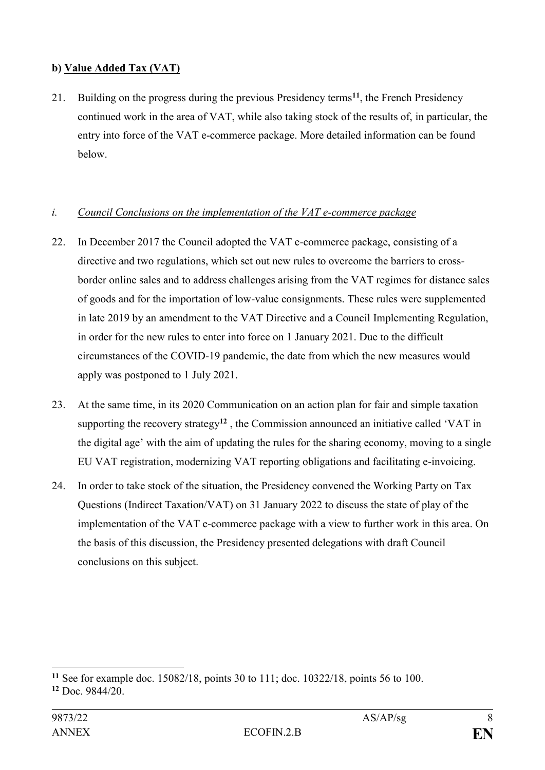**b) Value Added Tax (VAT)**

21. Building on the progress during the previous Presidency terms[11], the French Presidency continued work in the area of VAT, while also taking stock of the results of, in particular, the entry into force of the VAT e-commerce package. More detailed information can be found below.

*i. Council Conclusions on the implementation of the VAT e-commerce package*

22. In December 2017 the Council adopted the VAT e-commerce package, consisting of a directive and two regulations, which set out new rules to overcome the barriers to cross-border online sales and to address challenges arising from the VAT regimes for distance sales of goods and for the importation of low-value consignments. These rules were supplemented in late 2019 by an amendment to the VAT Directive and a Council Implementing Regulation, in order for the new rules to enter into force on 1 January 2021. Due to the difficult circumstances of the COVID-19 pandemic, the date from which the new measures would apply was postponed to 1 July 2021.

23. At the same time, in its 2020 Communication on an action plan for fair and simple taxation supporting the recovery strategy[12] , the Commission announced an initiative called 'VAT in the digital age' with the aim of updating the rules for the sharing economy, moving to a single EU VAT registration, modernizing VAT reporting obligations and facilitating e-invoicing.

24. In order to take stock of the situation, the Presidency convened the Working Party on Tax Questions (Indirect Taxation/VAT) on 31 January 2022 to discuss the state of play of the implementation of the VAT e-commerce package with a view to further work in this area. On the basis of this discussion, the Presidency presented delegations with draft Council conclusions on this subject.

---

[11] See for example doc. 15082/18, points 30 to 111; doc. 10322/18, points 56 to 100.
[12] Doc. 9844/20.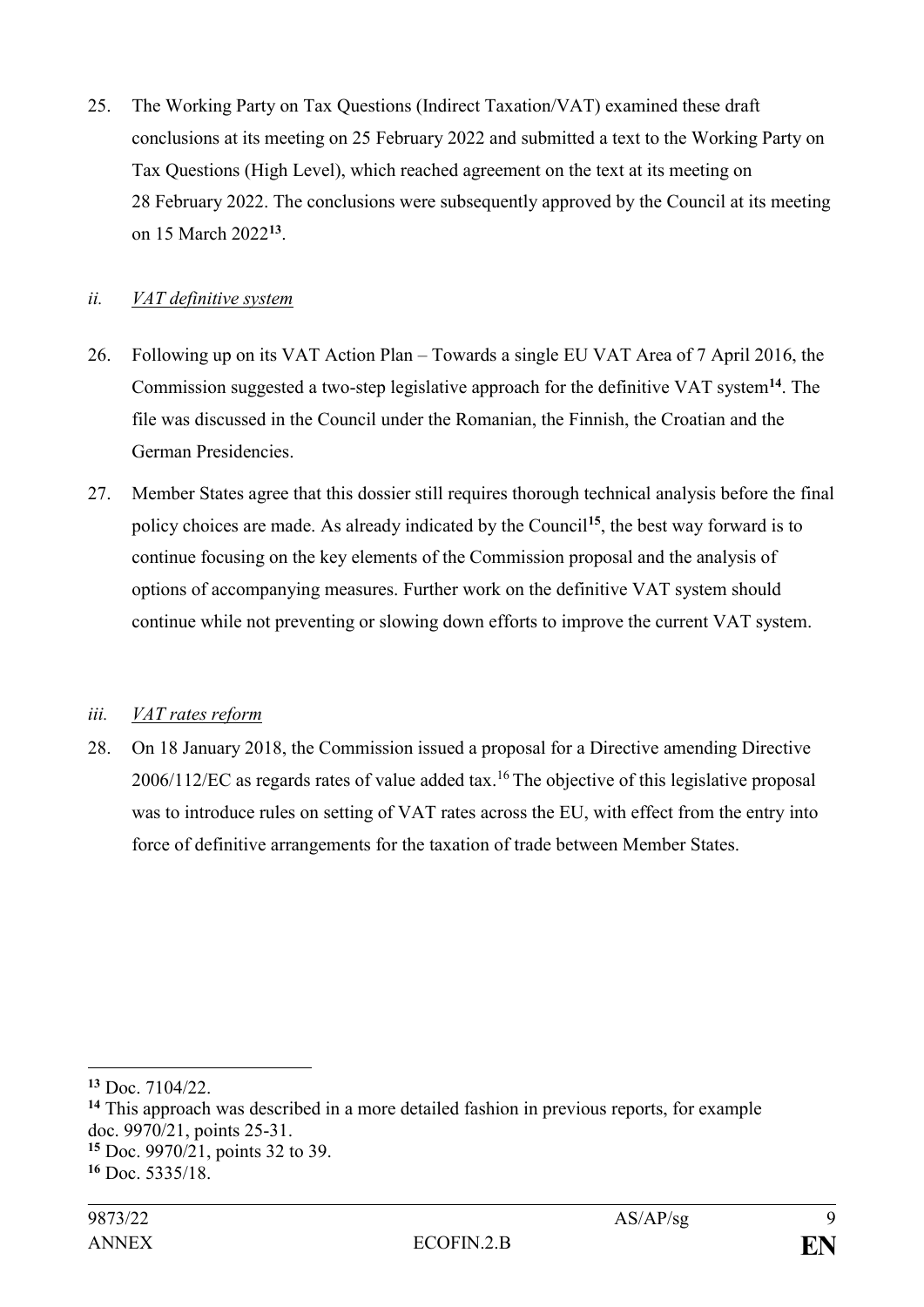25. The Working Party on Tax Questions (Indirect Taxation/VAT) examined these draft conclusions at its meeting on 25 February 2022 and submitted a text to the Working Party on Tax Questions (High Level), which reached agreement on the text at its meeting on 28 February 2022. The conclusions were subsequently approved by the Council at its meeting on 15 March 2022[13].

### *ii. VAT definitive system*

26. Following up on its VAT Action Plan – Towards a single EU VAT Area of 7 April 2016, the Commission suggested a two-step legislative approach for the definitive VAT system[14]. The file was discussed in the Council under the Romanian, the Finnish, the Croatian and the German Presidencies.

27. Member States agree that this dossier still requires thorough technical analysis before the final policy choices are made. As already indicated by the Council[15], the best way forward is to continue focusing on the key elements of the Commission proposal and the analysis of options of accompanying measures. Further work on the definitive VAT system should continue while not preventing or slowing down efforts to improve the current VAT system.

### *iii. VAT rates reform*

28. On 18 January 2018, the Commission issued a proposal for a Directive amending Directive 2006/112/EC as regards rates of value added tax.[16] The objective of this legislative proposal was to introduce rules on setting of VAT rates across the EU, with effect from the entry into force of definitive arrangements for the taxation of trade between Member States.

---

[13] Doc. 7104/22.

[14] This approach was described in a more detailed fashion in previous reports, for example doc. 9970/21, points 25-31.

[15] Doc. 9970/21, points 32 to 39.

[16] Doc. 5335/18.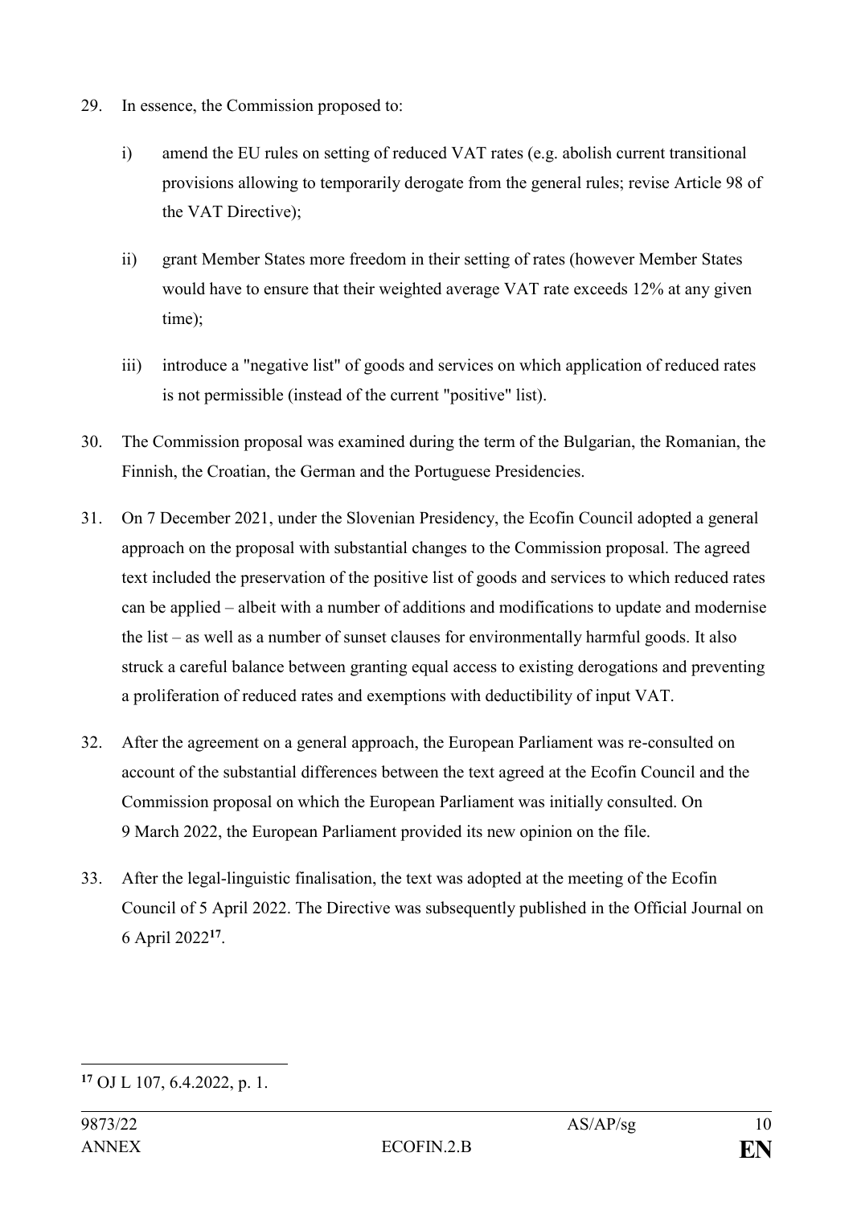29. In essence, the Commission proposed to:

    i) amend the EU rules on setting of reduced VAT rates (e.g. abolish current transitional provisions allowing to temporarily derogate from the general rules; revise Article 98 of the VAT Directive);

    ii) grant Member States more freedom in their setting of rates (however Member States would have to ensure that their weighted average VAT rate exceeds 12% at any given time);

    iii) introduce a "negative list" of goods and services on which application of reduced rates is not permissible (instead of the current "positive" list).

30. The Commission proposal was examined during the term of the Bulgarian, the Romanian, the Finnish, the Croatian, the German and the Portuguese Presidencies.

31. On 7 December 2021, under the Slovenian Presidency, the Ecofin Council adopted a general approach on the proposal with substantial changes to the Commission proposal. The agreed text included the preservation of the positive list of goods and services to which reduced rates can be applied – albeit with a number of additions and modifications to update and modernise the list – as well as a number of sunset clauses for environmentally harmful goods. It also struck a careful balance between granting equal access to existing derogations and preventing a proliferation of reduced rates and exemptions with deductibility of input VAT.

32. After the agreement on a general approach, the European Parliament was re-consulted on account of the substantial differences between the text agreed at the Ecofin Council and the Commission proposal on which the European Parliament was initially consulted. On 9 March 2022, the European Parliament provided its new opinion on the file.

33. After the legal-linguistic finalisation, the text was adopted at the meeting of the Ecofin Council of 5 April 2022. The Directive was subsequently published in the Official Journal on 6 April 2022[17].

---

[17] OJ L 107, 6.4.2022, p. 1.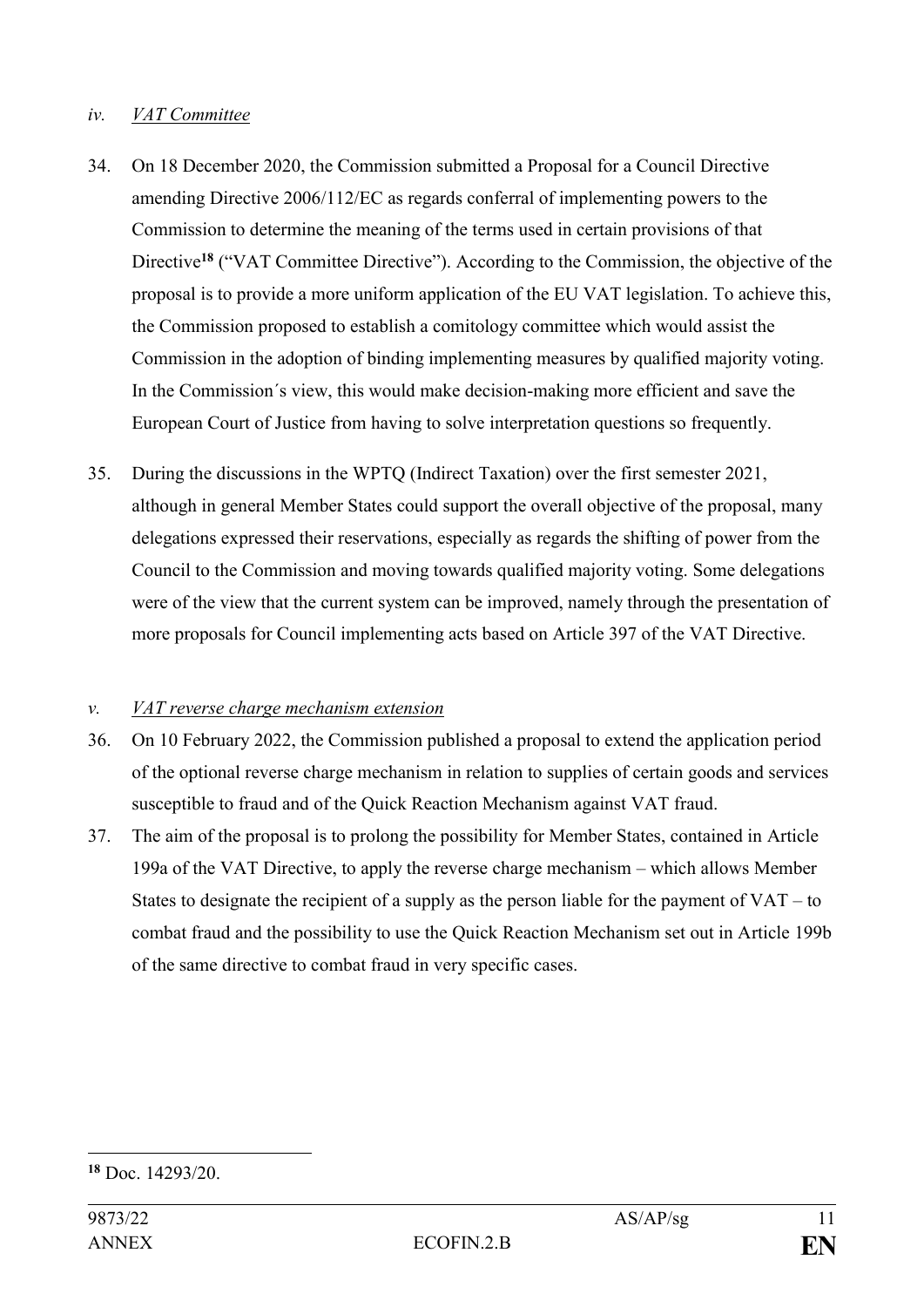*iv.* *VAT Committee*

34. On 18 December 2020, the Commission submitted a Proposal for a Council Directive amending Directive 2006/112/EC as regards conferral of implementing powers to the Commission to determine the meaning of the terms used in certain provisions of that Directive[18] ("VAT Committee Directive"). According to the Commission, the objective of the proposal is to provide a more uniform application of the EU VAT legislation. To achieve this, the Commission proposed to establish a comitology committee which would assist the Commission in the adoption of binding implementing measures by qualified majority voting. In the Commission´s view, this would make decision-making more efficient and save the European Court of Justice from having to solve interpretation questions so frequently.

35. During the discussions in the WPTQ (Indirect Taxation) over the first semester 2021, although in general Member States could support the overall objective of the proposal, many delegations expressed their reservations, especially as regards the shifting of power from the Council to the Commission and moving towards qualified majority voting. Some delegations were of the view that the current system can be improved, namely through the presentation of more proposals for Council implementing acts based on Article 397 of the VAT Directive.

*v.* *VAT reverse charge mechanism extension*

36. On 10 February 2022, the Commission published a proposal to extend the application period of the optional reverse charge mechanism in relation to supplies of certain goods and services susceptible to fraud and of the Quick Reaction Mechanism against VAT fraud.

37. The aim of the proposal is to prolong the possibility for Member States, contained in Article 199a of the VAT Directive, to apply the reverse charge mechanism – which allows Member States to designate the recipient of a supply as the person liable for the payment of VAT – to combat fraud and the possibility to use the Quick Reaction Mechanism set out in Article 199b of the same directive to combat fraud in very specific cases.

---

[18] Doc. 14293/20.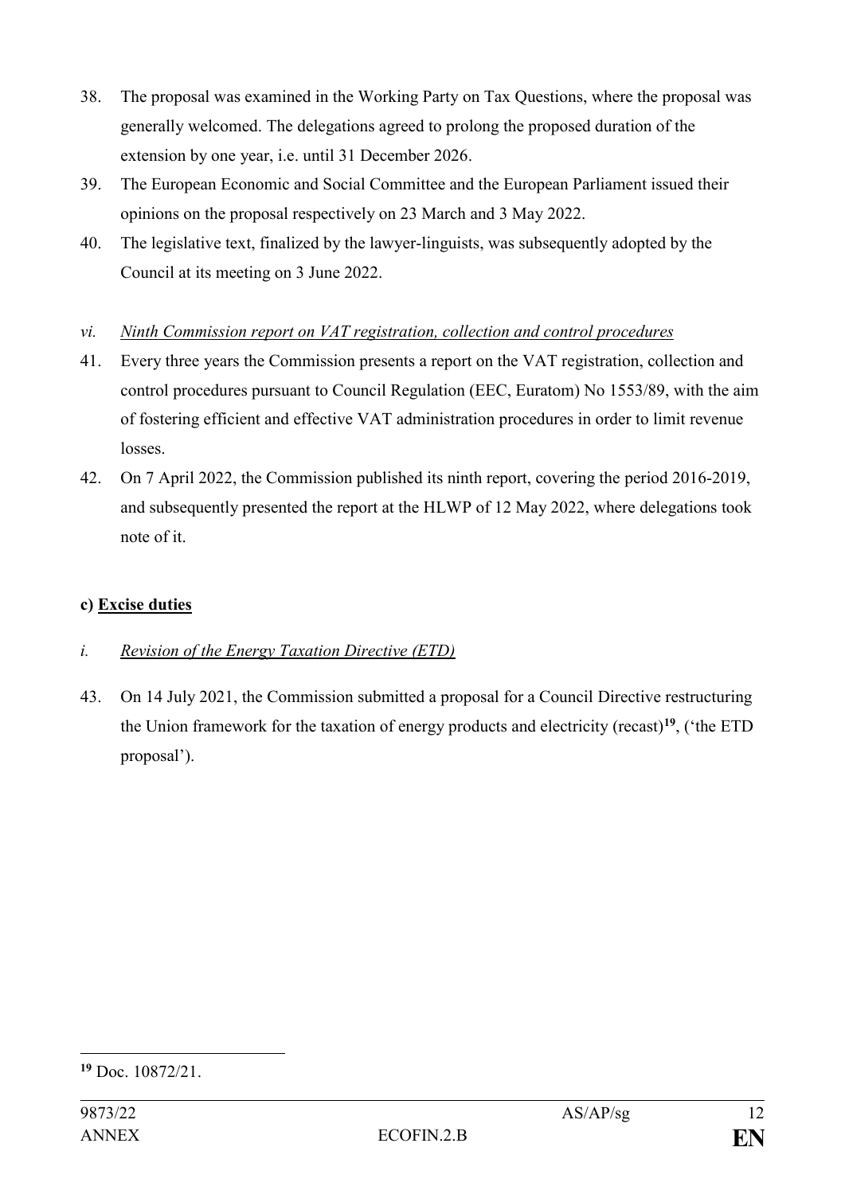38. The proposal was examined in the Working Party on Tax Questions, where the proposal was generally welcomed. The delegations agreed to prolong the proposed duration of the extension by one year, i.e. until 31 December 2026.
39. The European Economic and Social Committee and the European Parliament issued their opinions on the proposal respectively on 23 March and 3 May 2022.
40. The legislative text, finalized by the lawyer-linguists, was subsequently adopted by the Council at its meeting on 3 June 2022.

*vi. Ninth Commission report on VAT registration, collection and control procedures*

41. Every three years the Commission presents a report on the VAT registration, collection and control procedures pursuant to Council Regulation (EEC, Euratom) No 1553/89, with the aim of fostering efficient and effective VAT administration procedures in order to limit revenue losses.
42. On 7 April 2022, the Commission published its ninth report, covering the period 2016-2019, and subsequently presented the report at the HLWP of 12 May 2022, where delegations took note of it.

**c) Excise duties**

*i. Revision of the Energy Taxation Directive (ETD)*

43. On 14 July 2021, the Commission submitted a proposal for a Council Directive restructuring the Union framework for the taxation of energy products and electricity (recast)[19], ('the ETD proposal').

[19] Doc. 10872/21.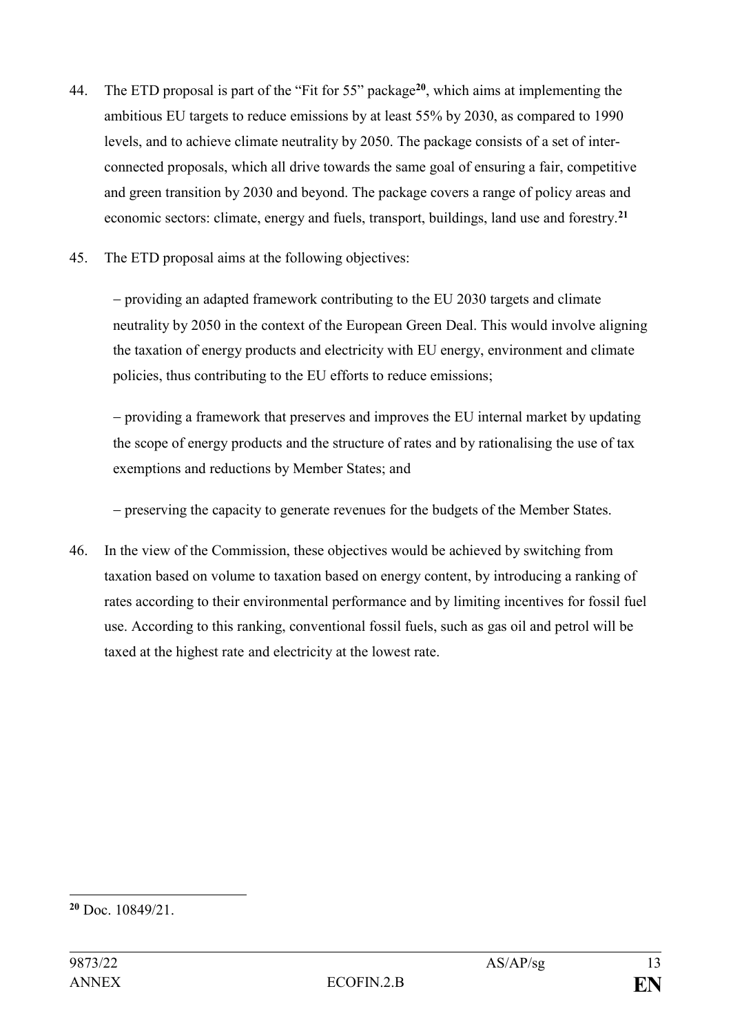44. The ETD proposal is part of the "Fit for 55" package[20], which aims at implementing the ambitious EU targets to reduce emissions by at least 55% by 2030, as compared to 1990 levels, and to achieve climate neutrality by 2050. The package consists of a set of inter-connected proposals, which all drive towards the same goal of ensuring a fair, competitive and green transition by 2030 and beyond. The package covers a range of policy areas and economic sectors: climate, energy and fuels, transport, buildings, land use and forestry.[21]

45. The ETD proposal aims at the following objectives:

   – providing an adapted framework contributing to the EU 2030 targets and climate neutrality by 2050 in the context of the European Green Deal. This would involve aligning the taxation of energy products and electricity with EU energy, environment and climate policies, thus contributing to the EU efforts to reduce emissions;

   – providing a framework that preserves and improves the EU internal market by updating the scope of energy products and the structure of rates and by rationalising the use of tax exemptions and reductions by Member States; and

   – preserving the capacity to generate revenues for the budgets of the Member States.

46. In the view of the Commission, these objectives would be achieved by switching from taxation based on volume to taxation based on energy content, by introducing a ranking of rates according to their environmental performance and by limiting incentives for fossil fuel use. According to this ranking, conventional fossil fuels, such as gas oil and petrol will be taxed at the highest rate and electricity at the lowest rate.

---

[20] Doc. 10849/21.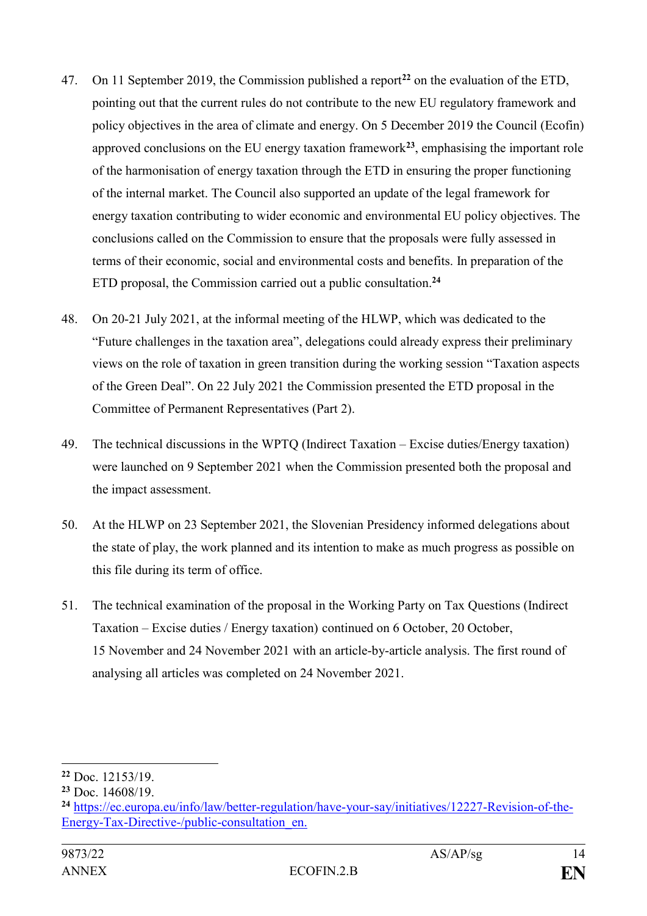47. On 11 September 2019, the Commission published a report[22] on the evaluation of the ETD, pointing out that the current rules do not contribute to the new EU regulatory framework and policy objectives in the area of climate and energy. On 5 December 2019 the Council (Ecofin) approved conclusions on the EU energy taxation framework[23], emphasising the important role of the harmonisation of energy taxation through the ETD in ensuring the proper functioning of the internal market. The Council also supported an update of the legal framework for energy taxation contributing to wider economic and environmental EU policy objectives. The conclusions called on the Commission to ensure that the proposals were fully assessed in terms of their economic, social and environmental costs and benefits. In preparation of the ETD proposal, the Commission carried out a public consultation.[24]

48. On 20-21 July 2021, at the informal meeting of the HLWP, which was dedicated to the "Future challenges in the taxation area", delegations could already express their preliminary views on the role of taxation in green transition during the working session "Taxation aspects of the Green Deal". On 22 July 2021 the Commission presented the ETD proposal in the Committee of Permanent Representatives (Part 2).

49. The technical discussions in the WPTQ (Indirect Taxation – Excise duties/Energy taxation) were launched on 9 September 2021 when the Commission presented both the proposal and the impact assessment.

50. At the HLWP on 23 September 2021, the Slovenian Presidency informed delegations about the state of play, the work planned and its intention to make as much progress as possible on this file during its term of office.

51. The technical examination of the proposal in the Working Party on Tax Questions (Indirect Taxation – Excise duties / Energy taxation) continued on 6 October, 20 October, 15 November and 24 November 2021 with an article-by-article analysis. The first round of analysing all articles was completed on 24 November 2021.

---

[22] Doc. 12153/19.

[23] Doc. 14608/19.

[24] https://ec.europa.eu/info/law/better-regulation/have-your-say/initiatives/12227-Revision-of-the-Energy-Tax-Directive-/public-consultation_en.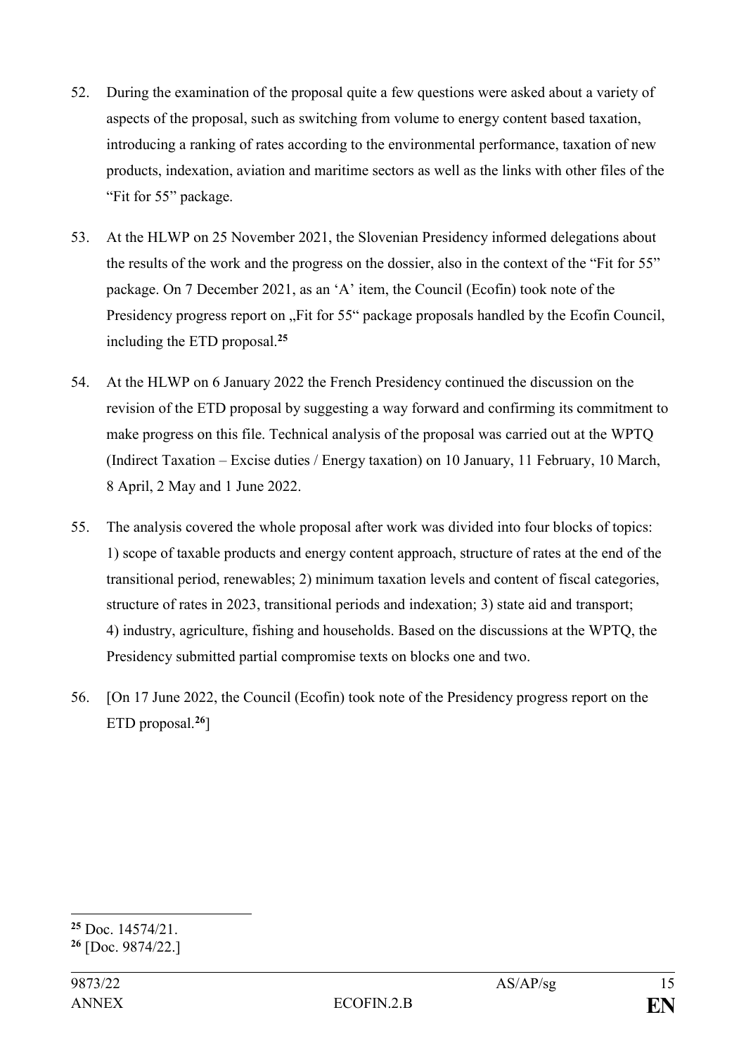52. During the examination of the proposal quite a few questions were asked about a variety of aspects of the proposal, such as switching from volume to energy content based taxation, introducing a ranking of rates according to the environmental performance, taxation of new products, indexation, aviation and maritime sectors as well as the links with other files of the "Fit for 55" package.

53. At the HLWP on 25 November 2021, the Slovenian Presidency informed delegations about the results of the work and the progress on the dossier, also in the context of the "Fit for 55" package. On 7 December 2021, as an 'A' item, the Council (Ecofin) took note of the Presidency progress report on „Fit for 55" package proposals handled by the Ecofin Council, including the ETD proposal.[25]

54. At the HLWP on 6 January 2022 the French Presidency continued the discussion on the revision of the ETD proposal by suggesting a way forward and confirming its commitment to make progress on this file. Technical analysis of the proposal was carried out at the WPTQ (Indirect Taxation – Excise duties / Energy taxation) on 10 January, 11 February, 10 March, 8 April, 2 May and 1 June 2022.

55. The analysis covered the whole proposal after work was divided into four blocks of topics: 1) scope of taxable products and energy content approach, structure of rates at the end of the transitional period, renewables; 2) minimum taxation levels and content of fiscal categories, structure of rates in 2023, transitional periods and indexation; 3) state aid and transport; 4) industry, agriculture, fishing and households. Based on the discussions at the WPTQ, the Presidency submitted partial compromise texts on blocks one and two.

56. [On 17 June 2022, the Council (Ecofin) took note of the Presidency progress report on the ETD proposal.[26]]

---

[25] Doc. 14574/21.

[26] [Doc. 9874/22.]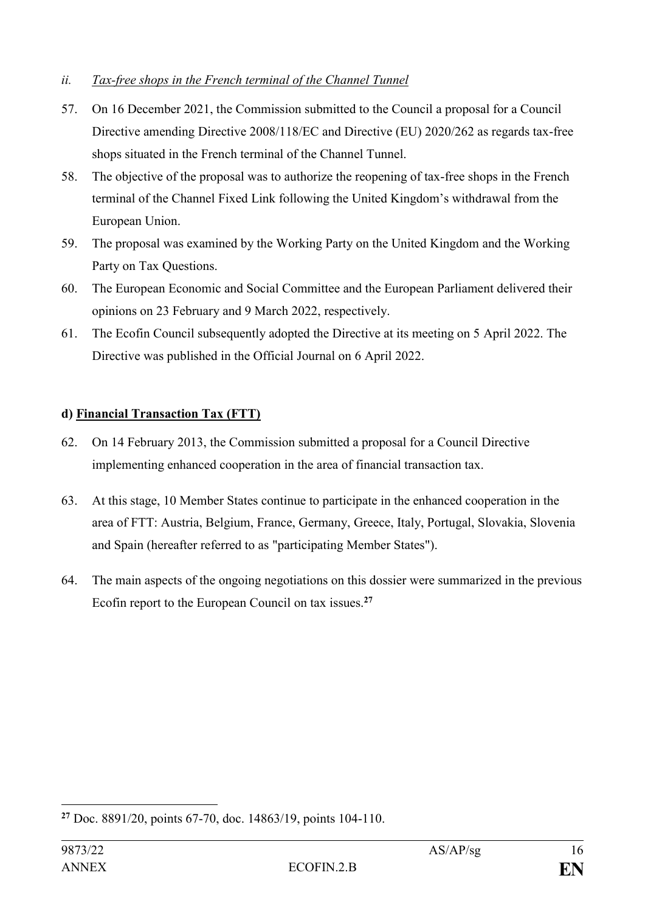*ii. Tax-free shops in the French terminal of the Channel Tunnel*

57. On 16 December 2021, the Commission submitted to the Council a proposal for a Council Directive amending Directive 2008/118/EC and Directive (EU) 2020/262 as regards tax-free shops situated in the French terminal of the Channel Tunnel.
58. The objective of the proposal was to authorize the reopening of tax-free shops in the French terminal of the Channel Fixed Link following the United Kingdom's withdrawal from the European Union.
59. The proposal was examined by the Working Party on the United Kingdom and the Working Party on Tax Questions.
60. The European Economic and Social Committee and the European Parliament delivered their opinions on 23 February and 9 March 2022, respectively.
61. The Ecofin Council subsequently adopted the Directive at its meeting on 5 April 2022. The Directive was published in the Official Journal on 6 April 2022.

**d) Financial Transaction Tax (FTT)**

62. On 14 February 2013, the Commission submitted a proposal for a Council Directive implementing enhanced cooperation in the area of financial transaction tax.
63. At this stage, 10 Member States continue to participate in the enhanced cooperation in the area of FTT: Austria, Belgium, France, Germany, Greece, Italy, Portugal, Slovakia, Slovenia and Spain (hereafter referred to as "participating Member States").
64. The main aspects of the ongoing negotiations on this dossier were summarized in the previous Ecofin report to the European Council on tax issues.[27]

---

[27] Doc. 8891/20, points 67-70, doc. 14863/19, points 104-110.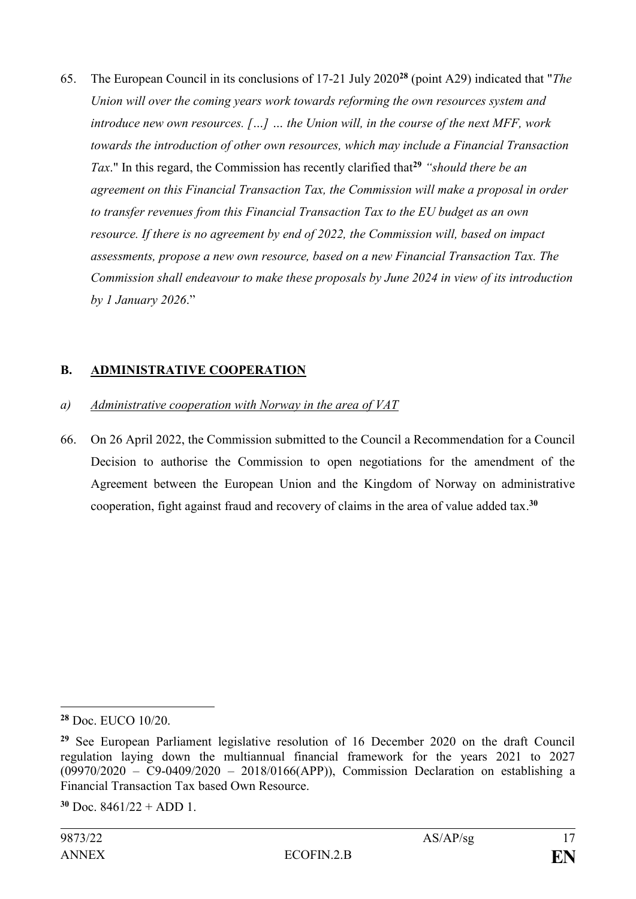65. The European Council in its conclusions of 17-21 July 2020[28] (point A29) indicated that "*The Union will over the coming years work towards reforming the own resources system and introduce new own resources. […] … the Union will, in the course of the next MFF, work towards the introduction of other own resources, which may include a Financial Transaction Tax*." In this regard, the Commission has recently clarified that[29] *"should there be an agreement on this Financial Transaction Tax, the Commission will make a proposal in order to transfer revenues from this Financial Transaction Tax to the EU budget as an own resource. If there is no agreement by end of 2022, the Commission will, based on impact assessments, propose a new own resource, based on a new Financial Transaction Tax. The Commission shall endeavour to make these proposals by June 2024 in view of its introduction by 1 January 2026*."

## B. ADMINISTRATIVE COOPERATION

### a) *Administrative cooperation with Norway in the area of VAT*

66. On 26 April 2022, the Commission submitted to the Council a Recommendation for a Council Decision to authorise the Commission to open negotiations for the amendment of the Agreement between the European Union and the Kingdom of Norway on administrative cooperation, fight against fraud and recovery of claims in the area of value added tax.[30]

---

[28] Doc. EUCO 10/20.

[29] See European Parliament legislative resolution of 16 December 2020 on the draft Council regulation laying down the multiannual financial framework for the years 2021 to 2027 (09970/2020 – C9-0409/2020 – 2018/0166(APP)), Commission Declaration on establishing a Financial Transaction Tax based Own Resource.

[30] Doc. 8461/22 + ADD 1.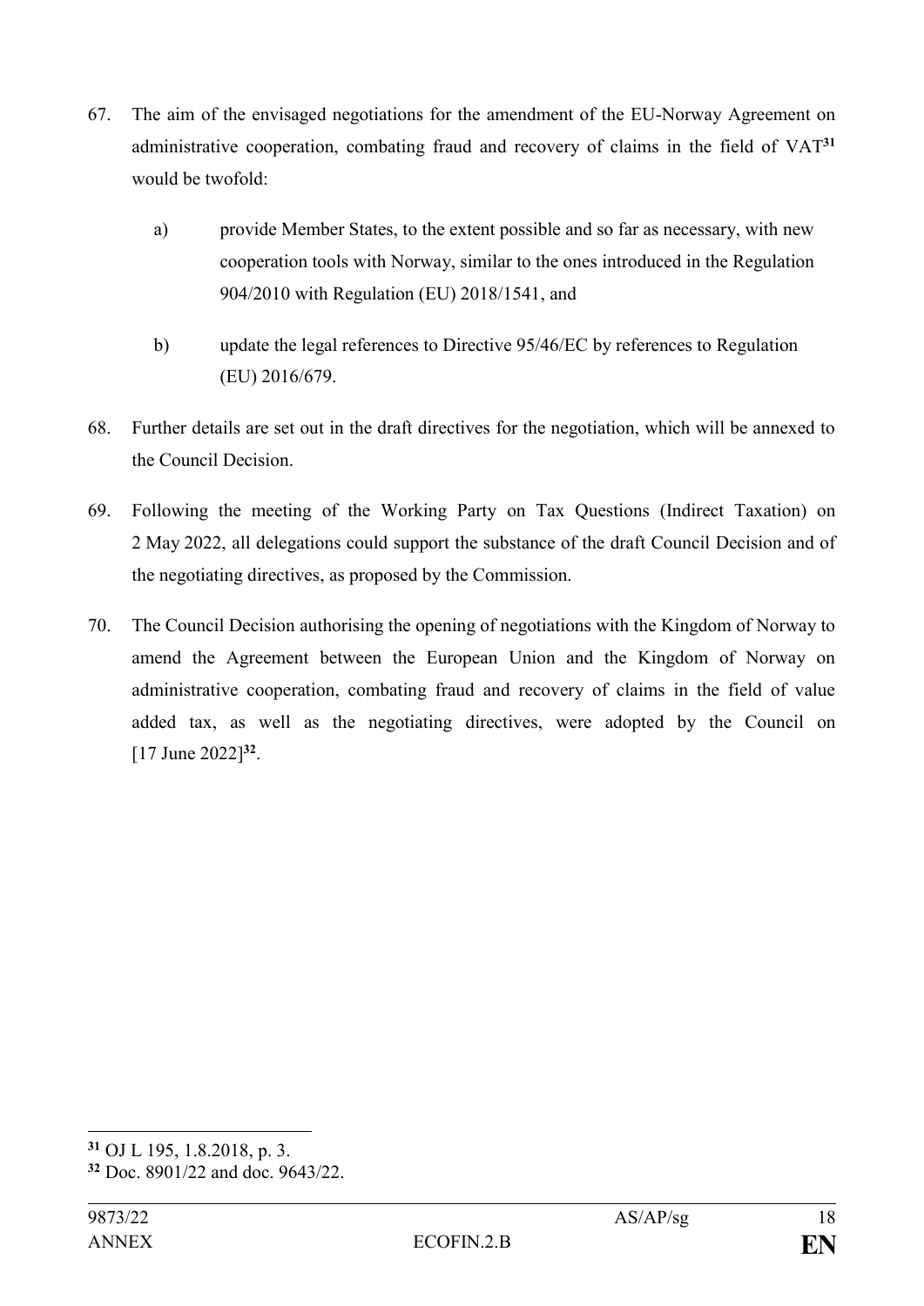67. The aim of the envisaged negotiations for the amendment of the EU-Norway Agreement on administrative cooperation, combating fraud and recovery of claims in the field of VAT[31] would be twofold:

    a) provide Member States, to the extent possible and so far as necessary, with new cooperation tools with Norway, similar to the ones introduced in the Regulation 904/2010 with Regulation (EU) 2018/1541, and

    b) update the legal references to Directive 95/46/EC by references to Regulation (EU) 2016/679.

68. Further details are set out in the draft directives for the negotiation, which will be annexed to the Council Decision.

69. Following the meeting of the Working Party on Tax Questions (Indirect Taxation) on 2 May 2022, all delegations could support the substance of the draft Council Decision and of the negotiating directives, as proposed by the Commission.

70. The Council Decision authorising the opening of negotiations with the Kingdom of Norway to amend the Agreement between the European Union and the Kingdom of Norway on administrative cooperation, combating fraud and recovery of claims in the field of value added tax, as well as the negotiating directives, were adopted by the Council on [17 June 2022][32].

---

[31] OJ L 195, 1.8.2018, p. 3.

[32] Doc. 8901/22 and doc. 9643/22.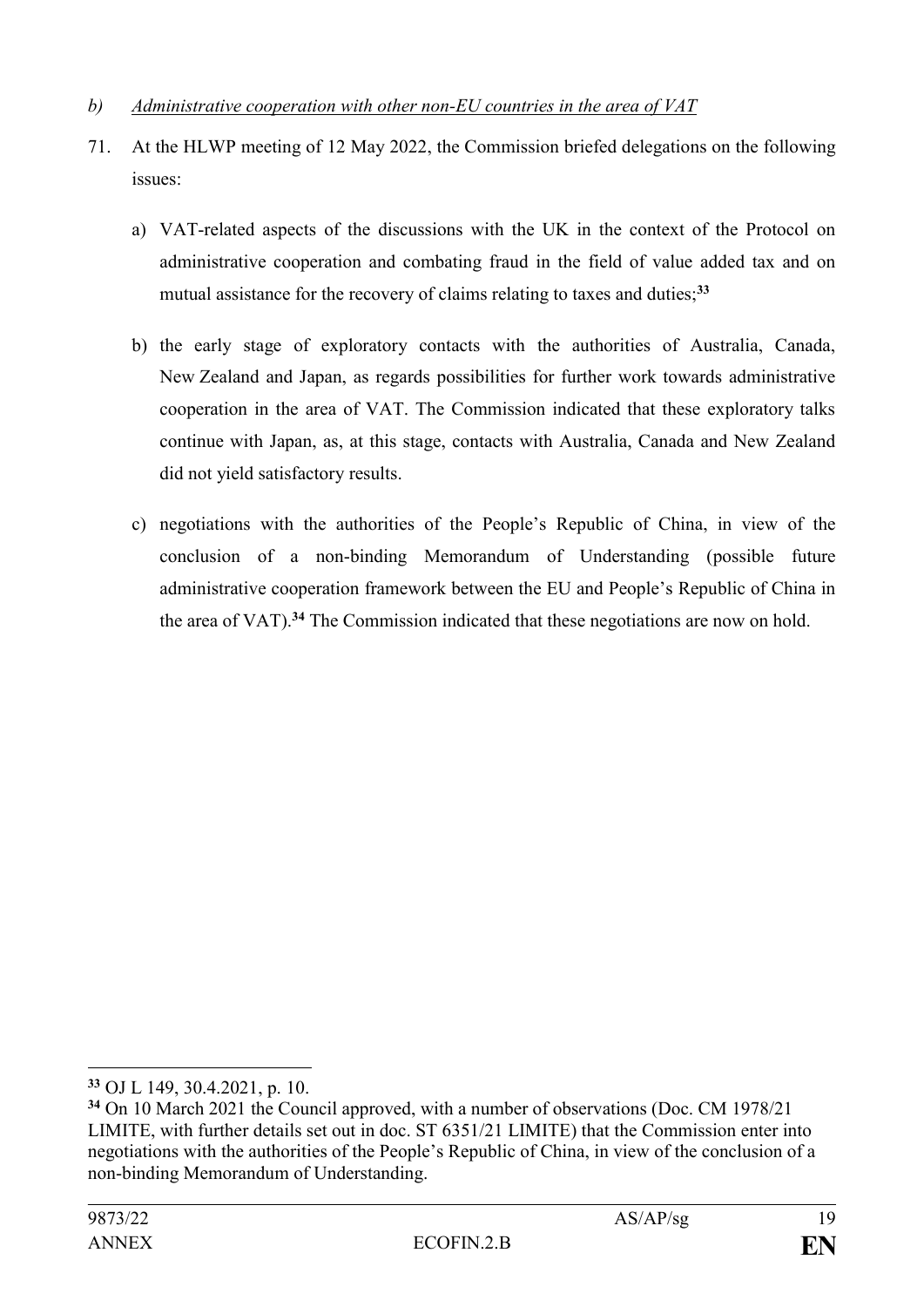*b) Administrative cooperation with other non-EU countries in the area of VAT*

71. At the HLWP meeting of 12 May 2022, the Commission briefed delegations on the following issues:

    a) VAT-related aspects of the discussions with the UK in the context of the Protocol on administrative cooperation and combating fraud in the field of value added tax and on mutual assistance for the recovery of claims relating to taxes and duties;[33]

    b) the early stage of exploratory contacts with the authorities of Australia, Canada, New Zealand and Japan, as regards possibilities for further work towards administrative cooperation in the area of VAT. The Commission indicated that these exploratory talks continue with Japan, as, at this stage, contacts with Australia, Canada and New Zealand did not yield satisfactory results.

    c) negotiations with the authorities of the People's Republic of China, in view of the conclusion of a non-binding Memorandum of Understanding (possible future administrative cooperation framework between the EU and People's Republic of China in the area of VAT).[34] The Commission indicated that these negotiations are now on hold.

---

[33] OJ L 149, 30.4.2021, p. 10.

[34] On 10 March 2021 the Council approved, with a number of observations (Doc. CM 1978/21 LIMITE, with further details set out in doc. ST 6351/21 LIMITE) that the Commission enter into negotiations with the authorities of the People's Republic of China, in view of the conclusion of a non-binding Memorandum of Understanding.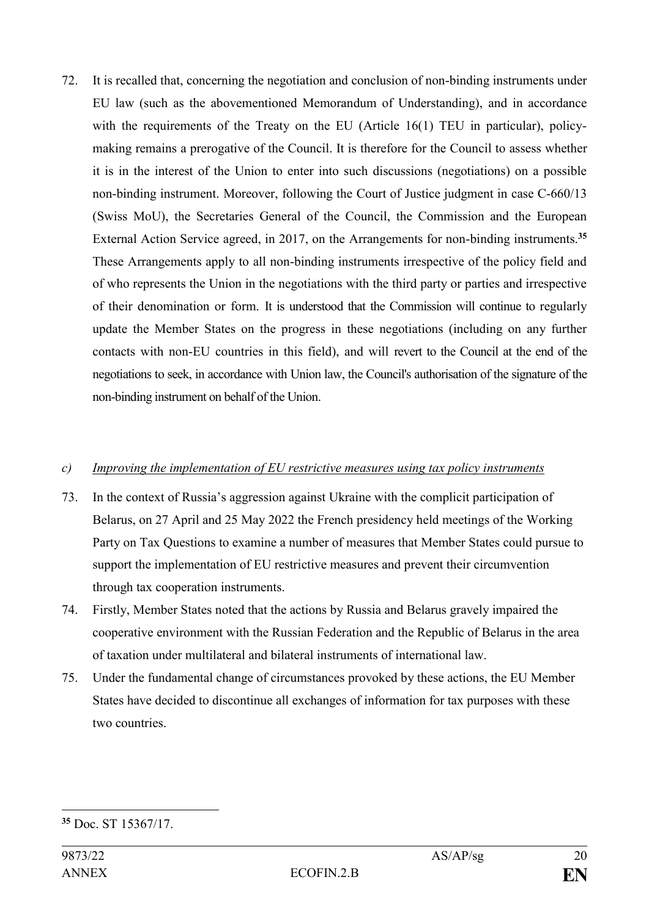72. It is recalled that, concerning the negotiation and conclusion of non-binding instruments under EU law (such as the abovementioned Memorandum of Understanding), and in accordance with the requirements of the Treaty on the EU (Article 16(1) TEU in particular), policy-making remains a prerogative of the Council. It is therefore for the Council to assess whether it is in the interest of the Union to enter into such discussions (negotiations) on a possible non-binding instrument. Moreover, following the Court of Justice judgment in case C-660/13 (Swiss MoU), the Secretaries General of the Council, the Commission and the European External Action Service agreed, in 2017, on the Arrangements for non-binding instruments.[35] These Arrangements apply to all non-binding instruments irrespective of the policy field and of who represents the Union in the negotiations with the third party or parties and irrespective of their denomination or form. It is understood that the Commission will continue to regularly update the Member States on the progress in these negotiations (including on any further contacts with non-EU countries in this field), and will revert to the Council at the end of the negotiations to seek, in accordance with Union law, the Council's authorisation of the signature of the non-binding instrument on behalf of the Union.

*c) Improving the implementation of EU restrictive measures using tax policy instruments*

73. In the context of Russia's aggression against Ukraine with the complicit participation of Belarus, on 27 April and 25 May 2022 the French presidency held meetings of the Working Party on Tax Questions to examine a number of measures that Member States could pursue to support the implementation of EU restrictive measures and prevent their circumvention through tax cooperation instruments.
74. Firstly, Member States noted that the actions by Russia and Belarus gravely impaired the cooperative environment with the Russian Federation and the Republic of Belarus in the area of taxation under multilateral and bilateral instruments of international law.
75. Under the fundamental change of circumstances provoked by these actions, the EU Member States have decided to discontinue all exchanges of information for tax purposes with these two countries.

[35] Doc. ST 15367/17.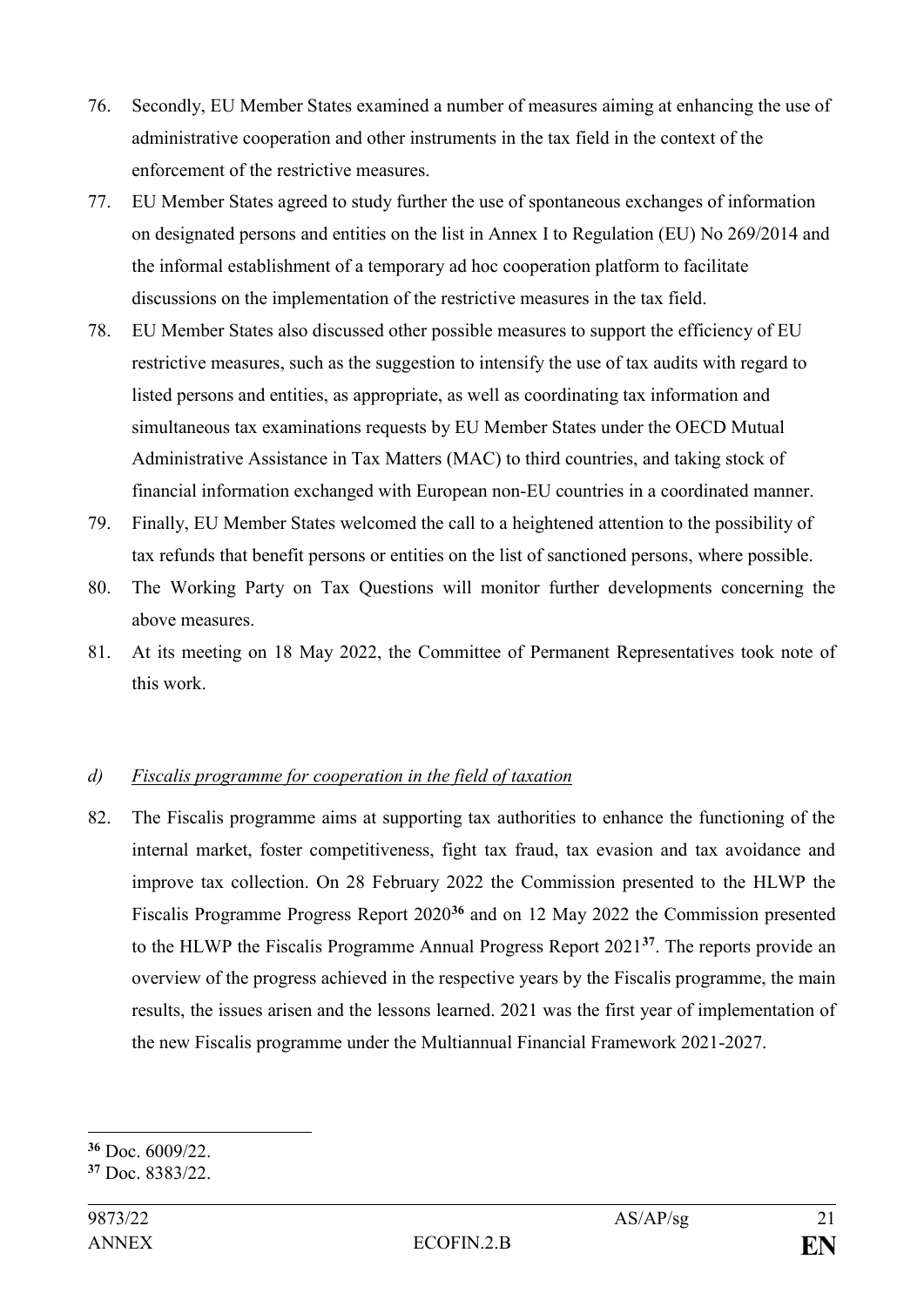76. Secondly, EU Member States examined a number of measures aiming at enhancing the use of administrative cooperation and other instruments in the tax field in the context of the enforcement of the restrictive measures.

77. EU Member States agreed to study further the use of spontaneous exchanges of information on designated persons and entities on the list in Annex I to Regulation (EU) No 269/2014 and the informal establishment of a temporary ad hoc cooperation platform to facilitate discussions on the implementation of the restrictive measures in the tax field.

78. EU Member States also discussed other possible measures to support the efficiency of EU restrictive measures, such as the suggestion to intensify the use of tax audits with regard to listed persons and entities, as appropriate, as well as coordinating tax information and simultaneous tax examinations requests by EU Member States under the OECD Mutual Administrative Assistance in Tax Matters (MAC) to third countries, and taking stock of financial information exchanged with European non-EU countries in a coordinated manner.

79. Finally, EU Member States welcomed the call to a heightened attention to the possibility of tax refunds that benefit persons or entities on the list of sanctioned persons, where possible.

80. The Working Party on Tax Questions will monitor further developments concerning the above measures.

81. At its meeting on 18 May 2022, the Committee of Permanent Representatives took note of this work.

*d) <u>Fiscalis programme for cooperation in the field of taxation</u>*

82. The Fiscalis programme aims at supporting tax authorities to enhance the functioning of the internal market, foster competitiveness, fight tax fraud, tax evasion and tax avoidance and improve tax collection. On 28 February 2022 the Commission presented to the HLWP the Fiscalis Programme Progress Report 2020[36] and on 12 May 2022 the Commission presented to the HLWP the Fiscalis Programme Annual Progress Report 2021[37]. The reports provide an overview of the progress achieved in the respective years by the Fiscalis programme, the main results, the issues arisen and the lessons learned. 2021 was the first year of implementation of the new Fiscalis programme under the Multiannual Financial Framework 2021-2027.

---

[36] Doc. 6009/22.

[37] Doc. 8383/22.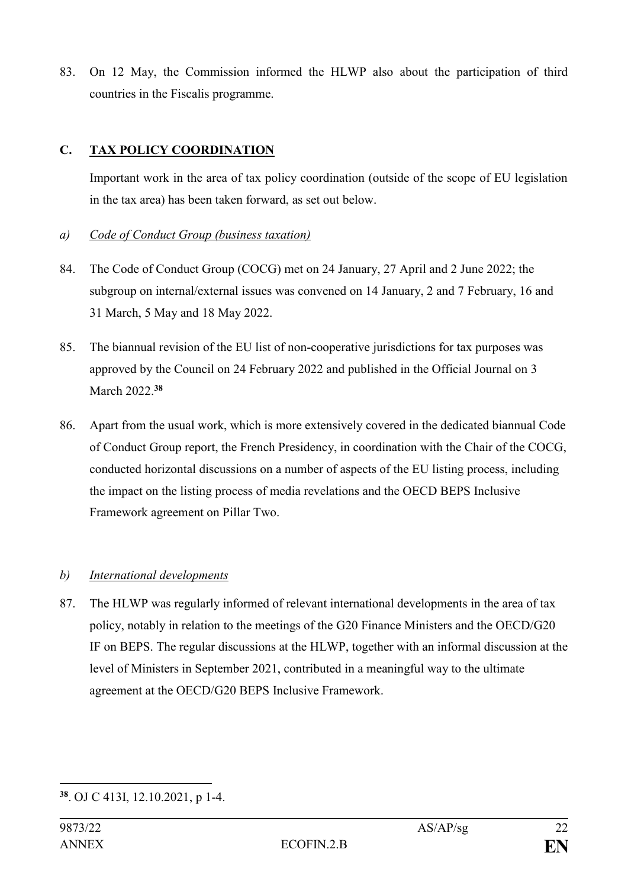83. On 12 May, the Commission informed the HLWP also about the participation of third countries in the Fiscalis programme.

## C. TAX POLICY COORDINATION

Important work in the area of tax policy coordination (outside of the scope of EU legislation in the tax area) has been taken forward, as set out below.

### a) *Code of Conduct Group (business taxation)*

84. The Code of Conduct Group (COCG) met on 24 January, 27 April and 2 June 2022; the subgroup on internal/external issues was convened on 14 January, 2 and 7 February, 16 and 31 March, 5 May and 18 May 2022.

85. The biannual revision of the EU list of non-cooperative jurisdictions for tax purposes was approved by the Council on 24 February 2022 and published in the Official Journal on 3 March 2022.[38]

86. Apart from the usual work, which is more extensively covered in the dedicated biannual Code of Conduct Group report, the French Presidency, in coordination with the Chair of the COCG, conducted horizontal discussions on a number of aspects of the EU listing process, including the impact on the listing process of media revelations and the OECD BEPS Inclusive Framework agreement on Pillar Two.

### b) *International developments*

87. The HLWP was regularly informed of relevant international developments in the area of tax policy, notably in relation to the meetings of the G20 Finance Ministers and the OECD/G20 IF on BEPS. The regular discussions at the HLWP, together with an informal discussion at the level of Ministers in September 2021, contributed in a meaningful way to the ultimate agreement at the OECD/G20 BEPS Inclusive Framework.

---

[38]. OJ C 413I, 12.10.2021, p 1-4.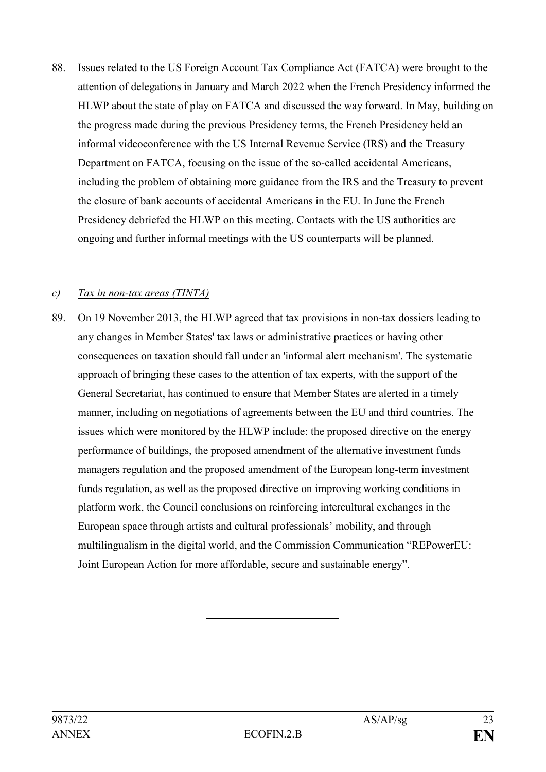88. Issues related to the US Foreign Account Tax Compliance Act (FATCA) were brought to the attention of delegations in January and March 2022 when the French Presidency informed the HLWP about the state of play on FATCA and discussed the way forward. In May, building on the progress made during the previous Presidency terms, the French Presidency held an informal videoconference with the US Internal Revenue Service (IRS) and the Treasury Department on FATCA, focusing on the issue of the so-called accidental Americans, including the problem of obtaining more guidance from the IRS and the Treasury to prevent the closure of bank accounts of accidental Americans in the EU. In June the French Presidency debriefed the HLWP on this meeting. Contacts with the US authorities are ongoing and further informal meetings with the US counterparts will be planned.

*c) Tax in non-tax areas (TINTA)*

89. On 19 November 2013, the HLWP agreed that tax provisions in non-tax dossiers leading to any changes in Member States' tax laws or administrative practices or having other consequences on taxation should fall under an 'informal alert mechanism'. The systematic approach of bringing these cases to the attention of tax experts, with the support of the General Secretariat, has continued to ensure that Member States are alerted in a timely manner, including on negotiations of agreements between the EU and third countries. The issues which were monitored by the HLWP include: the proposed directive on the energy performance of buildings, the proposed amendment of the alternative investment funds managers regulation and the proposed amendment of the European long-term investment funds regulation, as well as the proposed directive on improving working conditions in platform work, the Council conclusions on reinforcing intercultural exchanges in the European space through artists and cultural professionals' mobility, and through multilingualism in the digital world, and the Commission Communication "REPowerEU: Joint European Action for more affordable, secure and sustainable energy".